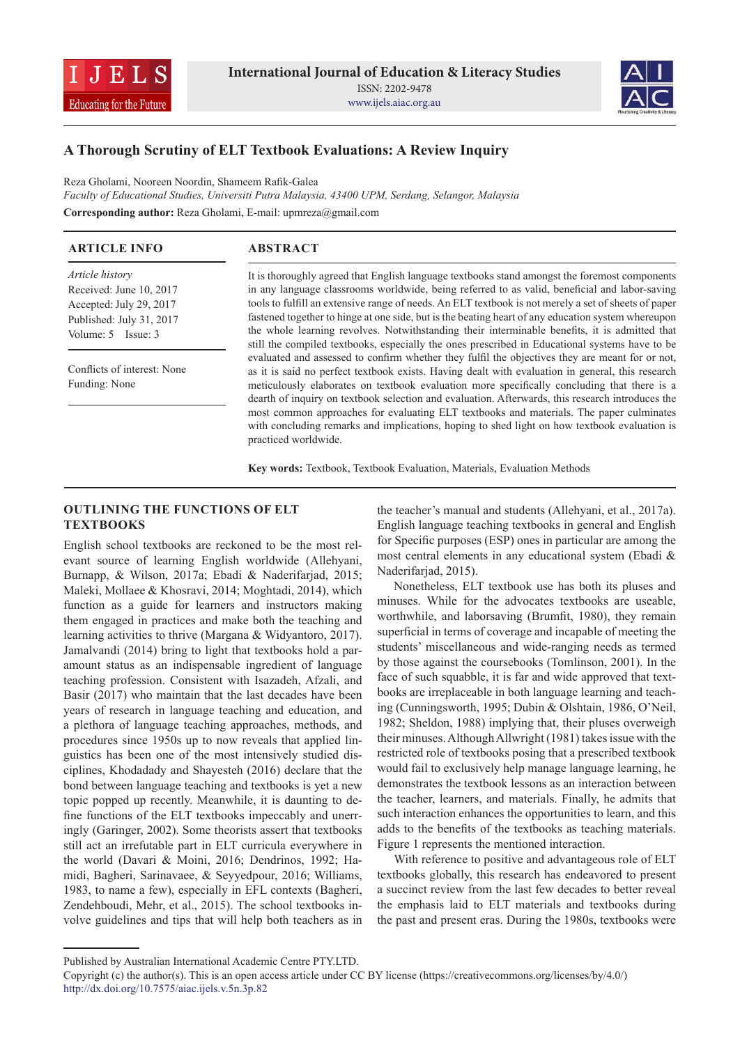# A Thorough Scrutiny of ELT Textbook Evaluations: A Review Inquiry

Reza Gholami, Nooreen Noordin, Shameem Rafik-Galea

*Faculty of Educational Studies, Universiti Putra Malaysia, 43400 UPM, Serdang, Selangor, Malaysia*

**Corresponding author:** Reza Gholami, E-mail: upmreza@gmail.com

## ARTICLE INFO

*Article history*
Received: June 10, 2017
Accepted: July 29, 2017
Published: July 31, 2017
Volume: 5 Issue: 3

Conflicts of interest: None
Funding: None

## ABSTRACT

It is thoroughly agreed that English language textbooks stand amongst the foremost components in any language classrooms worldwide, being referred to as valid, beneficial and labor-saving tools to fulfill an extensive range of needs. An ELT textbook is not merely a set of sheets of paper fastened together to hinge at one side, but is the beating heart of any education system whereupon the whole learning revolves. Notwithstanding their interminable benefits, it is admitted that still the compiled textbooks, especially the ones prescribed in Educational systems have to be evaluated and assessed to confirm whether they fulfil the objectives they are meant for or not, as it is said no perfect textbook exists. Having dealt with evaluation in general, this research meticulously elaborates on textbook evaluation more specifically concluding that there is a dearth of inquiry on textbook selection and evaluation. Afterwards, this research introduces the most common approaches for evaluating ELT textbooks and materials. The paper culminates with concluding remarks and implications, hoping to shed light on how textbook evaluation is practiced worldwide.

**Key words:** Textbook, Textbook Evaluation, Materials, Evaluation Methods

## OUTLINING THE FUNCTIONS OF ELT TEXTBOOKS

English school textbooks are reckoned to be the most relevant source of learning English worldwide (Allehyani, Burnapp, & Wilson, 2017a; Ebadi & Naderifarjad, 2015; Maleki, Mollaee & Khosravi, 2014; Moghtadi, 2014), which function as a guide for learners and instructors making them engaged in practices and make both the teaching and learning activities to thrive (Margana & Widyantoro, 2017). Jamalvandi (2014) bring to light that textbooks hold a paramount status as an indispensable ingredient of language teaching profession. Consistent with Isazadeh, Afzali, and Basir (2017) who maintain that the last decades have been years of research in language teaching and education, and a plethora of language teaching approaches, methods, and procedures since 1950s up to now reveals that applied linguistics has been one of the most intensively studied disciplines, Khodadady and Shayesteh (2016) declare that the bond between language teaching and textbooks is yet a new topic popped up recently. Meanwhile, it is daunting to define functions of the ELT textbooks impeccably and unerringly (Garinger, 2002). Some theorists assert that textbooks still act an irrefutable part in ELT curricula everywhere in the world (Davari & Moini, 2016; Dendrinos, 1992; Hamidi, Bagheri, Sarinavaee, & Seyyedpour, 2016; Williams, 1983, to name a few), especially in EFL contexts (Bagheri, Zendehboudi, Mehr, et al., 2015). The school textbooks involve guidelines and tips that will help both teachers as in the teacher's manual and students (Allehyani, et al., 2017a). English language teaching textbooks in general and English for Specific purposes (ESP) ones in particular are among the most central elements in any educational system (Ebadi & Naderifarjad, 2015).

Nonetheless, ELT textbook use has both its pluses and minuses. While for the advocates textbooks are useable, worthwhile, and laborsaving (Brumfit, 1980), they remain superficial in terms of coverage and incapable of meeting the students' miscellaneous and wide-ranging needs as termed by those against the coursebooks (Tomlinson, 2001). In the face of such squabble, it is far and wide approved that textbooks are irreplaceable in both language learning and teaching (Cunningsworth, 1995; Dubin & Olshtain, 1986, O'Neil, 1982; Sheldon, 1988) implying that, their pluses overweigh their minuses. Although Allwright (1981) takes issue with the restricted role of textbooks posing that a prescribed textbook would fail to exclusively help manage language learning, he demonstrates the textbook lessons as an interaction between the teacher, learners, and materials. Finally, he admits that such interaction enhances the opportunities to learn, and this adds to the benefits of the textbooks as teaching materials. Figure 1 represents the mentioned interaction.

With reference to positive and advantageous role of ELT textbooks globally, this research has endeavored to present a succinct review from the last few decades to better reveal the emphasis laid to ELT materials and textbooks during the past and present eras. During the 1980s, textbooks were

Published by Australian International Academic Centre PTY.LTD.
Copyright (c) the author(s). This is an open access article under CC BY license (https://creativecommons.org/licenses/by/4.0/)
http://dx.doi.org/10.7575/aiac.ijels.v.5n.3p.82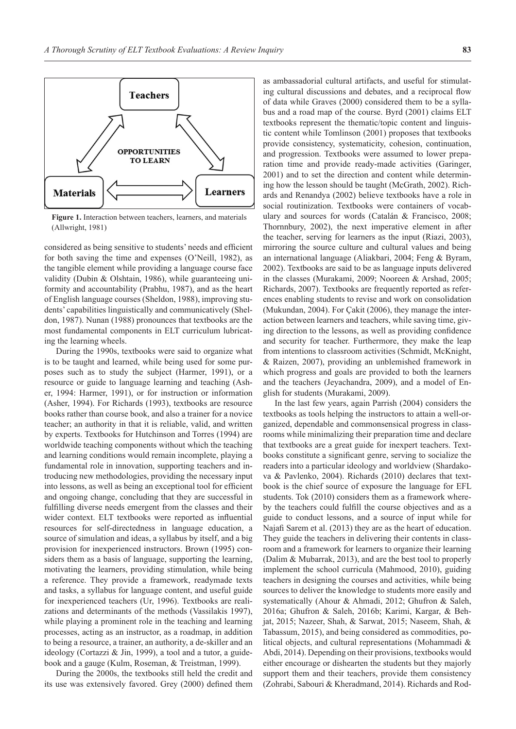Figure 1. Interaction between teachers, learners, and materials (Allwright, 1981)

considered as being sensitive to students' needs and efficient for both saving the time and expenses (O'Neill, 1982), as the tangible element while providing a language course face validity (Dubin & Olshtain, 1986), while guaranteeing uniformity and accountability (Prabhu, 1987), and as the heart of English language courses (Sheldon, 1988), improving students' capabilities linguistically and communicatively (Sheldon, 1987). Nunan (1988) pronounces that textbooks are the most fundamental components in ELT curriculum lubricating the learning wheels.

During the 1990s, textbooks were said to organize what is to be taught and learned, while being used for some purposes such as to study the subject (Harmer, 1991), or a resource or guide to language learning and teaching (Asher, 1994: Harmer, 1991), or for instruction or information (Asher, 1994). For Richards (1993), textbooks are resource books rather than course book, and also a trainer for a novice teacher; an authority in that it is reliable, valid, and written by experts. Textbooks for Hutchinson and Torres (1994) are worldwide teaching components without which the teaching and learning conditions would remain incomplete, playing a fundamental role in innovation, supporting teachers and introducing new methodologies, providing the necessary input into lessons, as well as being an exceptional tool for efficient and ongoing change, concluding that they are successful in fulfilling diverse needs emergent from the classes and their wider context. ELT textbooks were reported as influential resources for self-directedness in language education, a source of simulation and ideas, a syllabus by itself, and a big provision for inexperienced instructors. Brown (1995) considers them as a basis of language, supporting the learning, motivating the learners, providing stimulation, while being a reference. They provide a framework, readymade texts and tasks, a syllabus for language content, and useful guide for inexperienced teachers (Ur, 1996). Textbooks are realizations and determinants of the methods (Vassilakis 1997), while playing a prominent role in the teaching and learning processes, acting as an instructor, as a roadmap, in addition to being a resource, a trainer, an authority, a de-skiller and an ideology (Cortazzi & Jin, 1999), a tool and a tutor, a guidebook and a gauge (Kulm, Roseman, & Treistman, 1999).

During the 2000s, the textbooks still held the credit and its use was extensively favored. Grey (2000) defined them as ambassadorial cultural artifacts, and useful for stimulating cultural discussions and debates, and a reciprocal flow of data while Graves (2000) considered them to be a syllabus and a road map of the course. Byrd (2001) claims ELT textbooks represent the thematic/topic content and linguistic content while Tomlinson (2001) proposes that textbooks provide consistency, systematicity, cohesion, continuation, and progression. Textbooks were assumed to lower preparation time and provide ready-made activities (Garinger, 2001) and to set the direction and content while determining how the lesson should be taught (McGrath, 2002). Richards and Renandya (2002) believe textbooks have a role in social routinization. Textbooks were containers of vocabulary and sources for words (Catalán & Francisco, 2008; Thornnbury, 2002), the next imperative element in after the teacher, serving for learners as the input (Riazi, 2003), mirroring the source culture and cultural values and being an international language (Aliakbari, 2004; Feng & Byram, 2002). Textbooks are said to be as language inputs delivered in the classes (Murakami, 2009; Nooreen & Arshad, 2005; Richards, 2007). Textbooks are frequently reported as references enabling students to revise and work on consolidation (Mukundan, 2004). For Çakit (2006), they manage the interaction between learners and teachers, while saving time, giving direction to the lessons, as well as providing confidence and security for teacher. Furthermore, they make the leap from intentions to classroom activities (Schmidt, McKnight, & Raizen, 2007), providing an unblemished framework in which progress and goals are provided to both the learners and the teachers (Jeyachandra, 2009), and a model of English for students (Murakami, 2009).

In the last few years, again Parrish (2004) considers the textbooks as tools helping the instructors to attain a well-organized, dependable and commonsensical progress in classrooms while minimalizing their preparation time and declare that textbooks are a great guide for inexpert teachers. Textbooks constitute a significant genre, serving to socialize the readers into a particular ideology and worldview (Shardakova & Pavlenko, 2004). Richards (2010) declares that textbook is the chief source of exposure the language for EFL students. Tok (2010) considers them as a framework whereby the teachers could fulfill the course objectives and as a guide to conduct lessons, and a source of input while for Najafi Sarem et al. (2013) they are as the heart of education. They guide the teachers in delivering their contents in classroom and a framework for learners to organize their learning (Dalim & Mubarrak, 2013), and are the best tool to properly implement the school curricula (Mahmood, 2010), guiding teachers in designing the courses and activities, while being sources to deliver the knowledge to students more easily and systematically (Ahour & Ahmadi, 2012; Ghufron & Saleh, 2016a; Ghufron & Saleh, 2016b; Karimi, Kargar, & Behjat, 2015; Nazeer, Shah, & Sarwat, 2015; Naseem, Shah, & Tabassum, 2015), and being considered as commodities, political objects, and cultural representations (Mohammadi & Abdi, 2014). Depending on their provisions, textbooks would either encourage or dishearten the students but they majorly support them and their teachers, provide them consistency (Zohrabi, Sabouri & Kheradmand, 2014). Richards and Rod-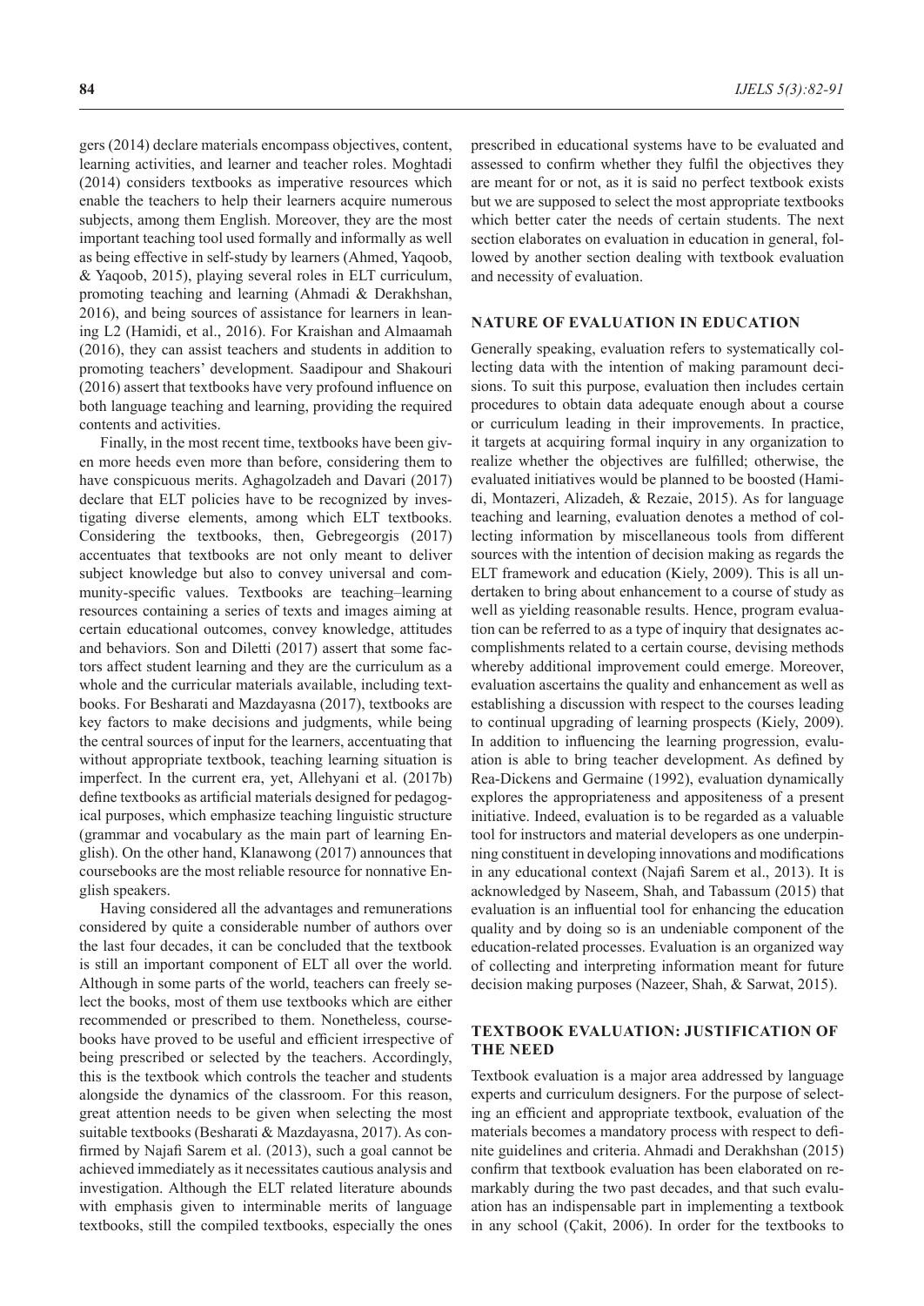gers (2014) declare materials encompass objectives, content, learning activities, and learner and teacher roles. Moghtadi (2014) considers textbooks as imperative resources which enable the teachers to help their learners acquire numerous subjects, among them English. Moreover, they are the most important teaching tool used formally and informally as well as being effective in self-study by learners (Ahmed, Yaqoob, & Yaqoob, 2015), playing several roles in ELT curriculum, promoting teaching and learning (Ahmadi & Derakhshan, 2016), and being sources of assistance for learners in leaning L2 (Hamidi, et al., 2016). For Kraishan and Almaamah (2016), they can assist teachers and students in addition to promoting teachers' development. Saadipour and Shakouri (2016) assert that textbooks have very profound influence on both language teaching and learning, providing the required contents and activities.

Finally, in the most recent time, textbooks have been given more heeds even more than before, considering them to have conspicuous merits. Aghagolzadeh and Davari (2017) declare that ELT policies have to be recognized by investigating diverse elements, among which ELT textbooks. Considering the textbooks, then, Gebregeorgis (2017) accentuates that textbooks are not only meant to deliver subject knowledge but also to convey universal and community-specific values. Textbooks are teaching–learning resources containing a series of texts and images aiming at certain educational outcomes, convey knowledge, attitudes and behaviors. Son and Diletti (2017) assert that some factors affect student learning and they are the curriculum as a whole and the curricular materials available, including textbooks. For Besharati and Mazdayasna (2017), textbooks are key factors to make decisions and judgments, while being the central sources of input for the learners, accentuating that without appropriate textbook, teaching learning situation is imperfect. In the current era, yet, Allehyani et al. (2017b) define textbooks as artificial materials designed for pedagogical purposes, which emphasize teaching linguistic structure (grammar and vocabulary as the main part of learning English). On the other hand, Klanawong (2017) announces that coursebooks are the most reliable resource for nonnative English speakers.

Having considered all the advantages and remunerations considered by quite a considerable number of authors over the last four decades, it can be concluded that the textbook is still an important component of ELT all over the world. Although in some parts of the world, teachers can freely select the books, most of them use textbooks which are either recommended or prescribed to them. Nonetheless, coursebooks have proved to be useful and efficient irrespective of being prescribed or selected by the teachers. Accordingly, this is the textbook which controls the teacher and students alongside the dynamics of the classroom. For this reason, great attention needs to be given when selecting the most suitable textbooks (Besharati & Mazdayasna, 2017). As confirmed by Najafi Sarem et al. (2013), such a goal cannot be achieved immediately as it necessitates cautious analysis and investigation. Although the ELT related literature abounds with emphasis given to interminable merits of language textbooks, still the compiled textbooks, especially the ones prescribed in educational systems have to be evaluated and assessed to confirm whether they fulfil the objectives they are meant for or not, as it is said no perfect textbook exists but we are supposed to select the most appropriate textbooks which better cater the needs of certain students. The next section elaborates on evaluation in education in general, followed by another section dealing with textbook evaluation and necessity of evaluation.

## NATURE OF EVALUATION IN EDUCATION

Generally speaking, evaluation refers to systematically collecting data with the intention of making paramount decisions. To suit this purpose, evaluation then includes certain procedures to obtain data adequate enough about a course or curriculum leading in their improvements. In practice, it targets at acquiring formal inquiry in any organization to realize whether the objectives are fulfilled; otherwise, the evaluated initiatives would be planned to be boosted (Hamidi, Montazeri, Alizadeh, & Rezaie, 2015). As for language teaching and learning, evaluation denotes a method of collecting information by miscellaneous tools from different sources with the intention of decision making as regards the ELT framework and education (Kiely, 2009). This is all undertaken to bring about enhancement to a course of study as well as yielding reasonable results. Hence, program evaluation can be referred to as a type of inquiry that designates accomplishments related to a certain course, devising methods whereby additional improvement could emerge. Moreover, evaluation ascertains the quality and enhancement as well as establishing a discussion with respect to the courses leading to continual upgrading of learning prospects (Kiely, 2009). In addition to influencing the learning progression, evaluation is able to bring teacher development. As defined by Rea-Dickens and Germaine (1992), evaluation dynamically explores the appropriateness and appositeness of a present initiative. Indeed, evaluation is to be regarded as a valuable tool for instructors and material developers as one underpinning constituent in developing innovations and modifications in any educational context (Najafi Sarem et al., 2013). It is acknowledged by Naseem, Shah, and Tabassum (2015) that evaluation is an influential tool for enhancing the education quality and by doing so is an undeniable component of the education-related processes. Evaluation is an organized way of collecting and interpreting information meant for future decision making purposes (Nazeer, Shah, & Sarwat, 2015).

## TEXTBOOK EVALUATION: JUSTIFICATION OF THE NEED

Textbook evaluation is a major area addressed by language experts and curriculum designers. For the purpose of selecting an efficient and appropriate textbook, evaluation of the materials becomes a mandatory process with respect to definite guidelines and criteria. Ahmadi and Derakhshan (2015) confirm that textbook evaluation has been elaborated on remarkably during the two past decades, and that such evaluation has an indispensable part in implementing a textbook in any school (Çakit, 2006). In order for the textbooks to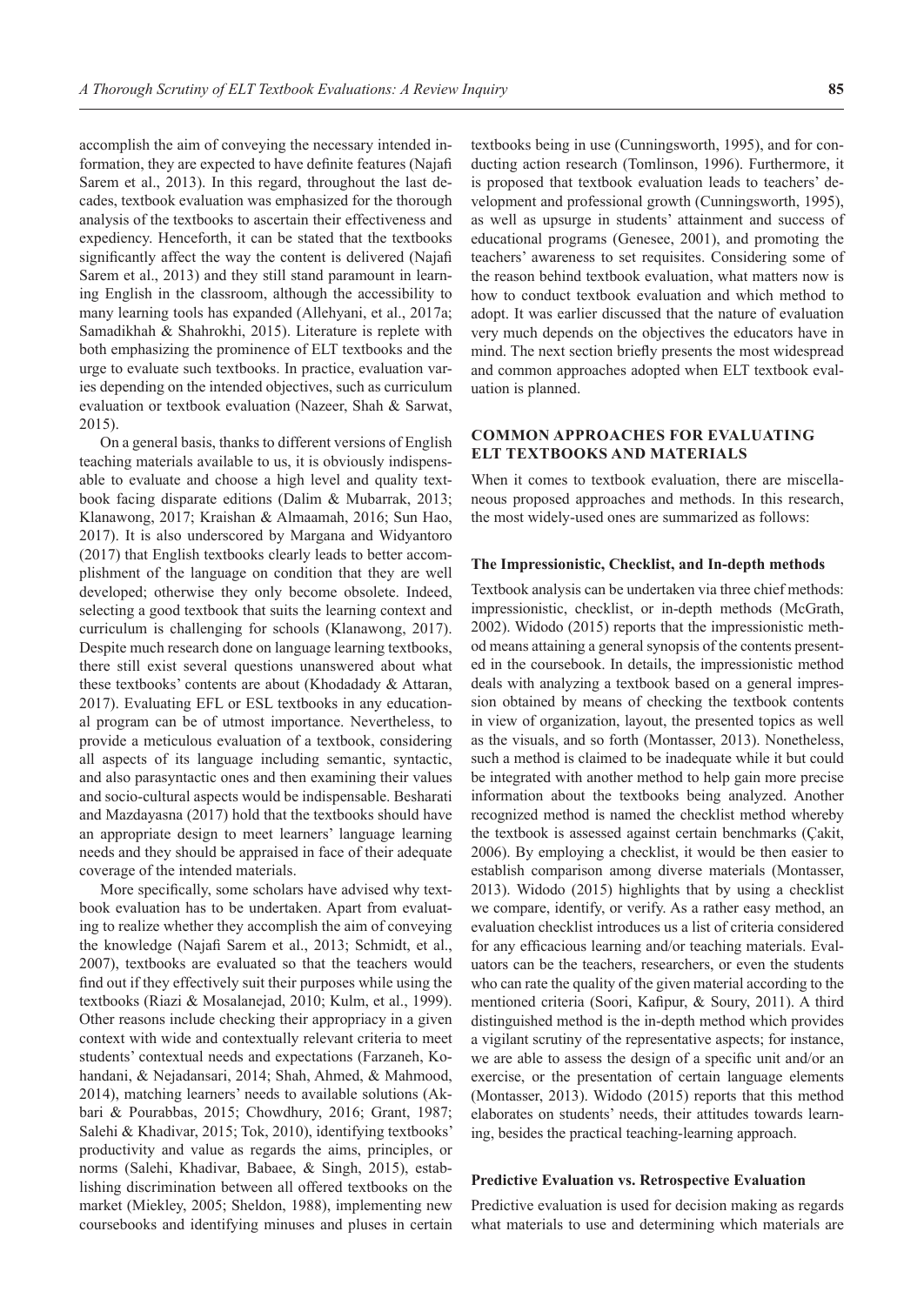accomplish the aim of conveying the necessary intended information, they are expected to have definite features (Najafi Sarem et al., 2013). In this regard, throughout the last decades, textbook evaluation was emphasized for the thorough analysis of the textbooks to ascertain their effectiveness and expediency. Henceforth, it can be stated that the textbooks significantly affect the way the content is delivered (Najafi Sarem et al., 2013) and they still stand paramount in learning English in the classroom, although the accessibility to many learning tools has expanded (Allehyani, et al., 2017a; Samadikhah & Shahrokhi, 2015). Literature is replete with both emphasizing the prominence of ELT textbooks and the urge to evaluate such textbooks. In practice, evaluation varies depending on the intended objectives, such as curriculum evaluation or textbook evaluation (Nazeer, Shah & Sarwat, 2015).

On a general basis, thanks to different versions of English teaching materials available to us, it is obviously indispensable to evaluate and choose a high level and quality textbook facing disparate editions (Dalim & Mubarrak, 2013; Klanawong, 2017; Kraishan & Almaamah, 2016; Sun Hao, 2017). It is also underscored by Margana and Widyantoro (2017) that English textbooks clearly leads to better accomplishment of the language on condition that they are well developed; otherwise they only become obsolete. Indeed, selecting a good textbook that suits the learning context and curriculum is challenging for schools (Klanawong, 2017). Despite much research done on language learning textbooks, there still exist several questions unanswered about what these textbooks' contents are about (Khodadady & Attaran, 2017). Evaluating EFL or ESL textbooks in any educational program can be of utmost importance. Nevertheless, to provide a meticulous evaluation of a textbook, considering all aspects of its language including semantic, syntactic, and also parasyntactic ones and then examining their values and socio-cultural aspects would be indispensable. Besharati and Mazdayasna (2017) hold that the textbooks should have an appropriate design to meet learners' language learning needs and they should be appraised in face of their adequate coverage of the intended materials.

More specifically, some scholars have advised why textbook evaluation has to be undertaken. Apart from evaluating to realize whether they accomplish the aim of conveying the knowledge (Najafi Sarem et al., 2013; Schmidt, et al., 2007), textbooks are evaluated so that the teachers would find out if they effectively suit their purposes while using the textbooks (Riazi & Mosalanejad, 2010; Kulm, et al., 1999). Other reasons include checking their appropriacy in a given context with wide and contextually relevant criteria to meet students' contextual needs and expectations (Farzaneh, Kohandani, & Nejadansari, 2014; Shah, Ahmed, & Mahmood, 2014), matching learners' needs to available solutions (Akbari & Pourabbas, 2015; Chowdhury, 2016; Grant, 1987; Salehi & Khadivar, 2015; Tok, 2010), identifying textbooks' productivity and value as regards the aims, principles, or norms (Salehi, Khadivar, Babaee, & Singh, 2015), establishing discrimination between all offered textbooks on the market (Miekley, 2005; Sheldon, 1988), implementing new coursebooks and identifying minuses and pluses in certain textbooks being in use (Cunningsworth, 1995), and for conducting action research (Tomlinson, 1996). Furthermore, it is proposed that textbook evaluation leads to teachers' development and professional growth (Cunningsworth, 1995), as well as upsurge in students' attainment and success of educational programs (Genesee, 2001), and promoting the teachers' awareness to set requisites. Considering some of the reason behind textbook evaluation, what matters now is how to conduct textbook evaluation and which method to adopt. It was earlier discussed that the nature of evaluation very much depends on the objectives the educators have in mind. The next section briefly presents the most widespread and common approaches adopted when ELT textbook evaluation is planned.

## COMMON APPROACHES FOR EVALUATING ELT TEXTBOOKS AND MATERIALS

When it comes to textbook evaluation, there are miscellaneous proposed approaches and methods. In this research, the most widely-used ones are summarized as follows:

### The Impressionistic, Checklist, and In-depth methods

Textbook analysis can be undertaken via three chief methods: impressionistic, checklist, or in-depth methods (McGrath, 2002). Widodo (2015) reports that the impressionistic method means attaining a general synopsis of the contents presented in the coursebook. In details, the impressionistic method deals with analyzing a textbook based on a general impression obtained by means of checking the textbook contents in view of organization, layout, the presented topics as well as the visuals, and so forth (Montasser, 2013). Nonetheless, such a method is claimed to be inadequate while it but could be integrated with another method to help gain more precise information about the textbooks being analyzed. Another recognized method is named the checklist method whereby the textbook is assessed against certain benchmarks (Çakit, 2006). By employing a checklist, it would be then easier to establish comparison among diverse materials (Montasser, 2013). Widodo (2015) highlights that by using a checklist we compare, identify, or verify. As a rather easy method, an evaluation checklist introduces us a list of criteria considered for any efficacious learning and/or teaching materials. Evaluators can be the teachers, researchers, or even the students who can rate the quality of the given material according to the mentioned criteria (Soori, Kafipur, & Soury, 2011). A third distinguished method is the in-depth method which provides a vigilant scrutiny of the representative aspects; for instance, we are able to assess the design of a specific unit and/or an exercise, or the presentation of certain language elements (Montasser, 2013). Widodo (2015) reports that this method elaborates on students' needs, their attitudes towards learning, besides the practical teaching-learning approach.

### Predictive Evaluation vs. Retrospective Evaluation

Predictive evaluation is used for decision making as regards what materials to use and determining which materials are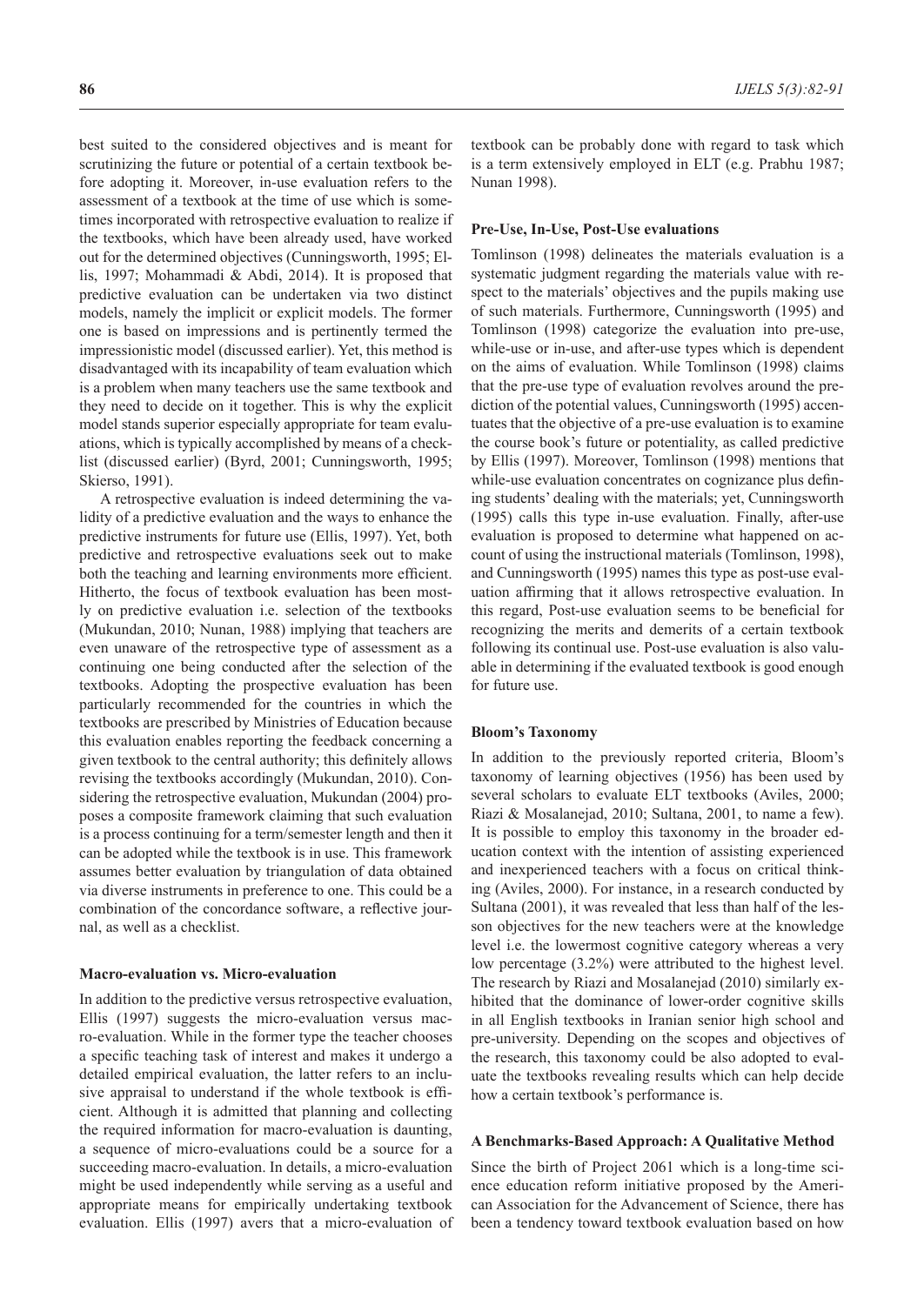best suited to the considered objectives and is meant for scrutinizing the future or potential of a certain textbook before adopting it. Moreover, in-use evaluation refers to the assessment of a textbook at the time of use which is sometimes incorporated with retrospective evaluation to realize if the textbooks, which have been already used, have worked out for the determined objectives (Cunningsworth, 1995; Ellis, 1997; Mohammadi & Abdi, 2014). It is proposed that predictive evaluation can be undertaken via two distinct models, namely the implicit or explicit models. The former one is based on impressions and is pertinently termed the impressionistic model (discussed earlier). Yet, this method is disadvantaged with its incapability of team evaluation which is a problem when many teachers use the same textbook and they need to decide on it together. This is why the explicit model stands superior especially appropriate for team evaluations, which is typically accomplished by means of a checklist (discussed earlier) (Byrd, 2001; Cunningsworth, 1995; Skierso, 1991).

A retrospective evaluation is indeed determining the validity of a predictive evaluation and the ways to enhance the predictive instruments for future use (Ellis, 1997). Yet, both predictive and retrospective evaluations seek out to make both the teaching and learning environments more efficient. Hitherto, the focus of textbook evaluation has been mostly on predictive evaluation i.e. selection of the textbooks (Mukundan, 2010; Nunan, 1988) implying that teachers are even unaware of the retrospective type of assessment as a continuing one being conducted after the selection of the textbooks. Adopting the prospective evaluation has been particularly recommended for the countries in which the textbooks are prescribed by Ministries of Education because this evaluation enables reporting the feedback concerning a given textbook to the central authority; this definitely allows revising the textbooks accordingly (Mukundan, 2010). Considering the retrospective evaluation, Mukundan (2004) proposes a composite framework claiming that such evaluation is a process continuing for a term/semester length and then it can be adopted while the textbook is in use. This framework assumes better evaluation by triangulation of data obtained via diverse instruments in preference to one. This could be a combination of the concordance software, a reflective journal, as well as a checklist.

### Macro-evaluation vs. Micro-evaluation

In addition to the predictive versus retrospective evaluation, Ellis (1997) suggests the micro-evaluation versus macro-evaluation. While in the former type the teacher chooses a specific teaching task of interest and makes it undergo a detailed empirical evaluation, the latter refers to an inclusive appraisal to understand if the whole textbook is efficient. Although it is admitted that planning and collecting the required information for macro-evaluation is daunting, a sequence of micro-evaluations could be a source for a succeeding macro-evaluation. In details, a micro-evaluation might be used independently while serving as a useful and appropriate means for empirically undertaking textbook evaluation. Ellis (1997) avers that a micro-evaluation of textbook can be probably done with regard to task which is a term extensively employed in ELT (e.g. Prabhu 1987; Nunan 1998).

### Pre-Use, In-Use, Post-Use evaluations

Tomlinson (1998) delineates the materials evaluation is a systematic judgment regarding the materials value with respect to the materials' objectives and the pupils making use of such materials. Furthermore, Cunningsworth (1995) and Tomlinson (1998) categorize the evaluation into pre-use, while-use or in-use, and after-use types which is dependent on the aims of evaluation. While Tomlinson (1998) claims that the pre-use type of evaluation revolves around the prediction of the potential values, Cunningsworth (1995) accentuates that the objective of a pre-use evaluation is to examine the course book's future or potentiality, as called predictive by Ellis (1997). Moreover, Tomlinson (1998) mentions that while-use evaluation concentrates on cognizance plus defining students' dealing with the materials; yet, Cunningsworth (1995) calls this type in-use evaluation. Finally, after-use evaluation is proposed to determine what happened on account of using the instructional materials (Tomlinson, 1998), and Cunningsworth (1995) names this type as post-use evaluation affirming that it allows retrospective evaluation. In this regard, Post-use evaluation seems to be beneficial for recognizing the merits and demerits of a certain textbook following its continual use. Post-use evaluation is also valuable in determining if the evaluated textbook is good enough for future use.

### Bloom's Taxonomy

In addition to the previously reported criteria, Bloom's taxonomy of learning objectives (1956) has been used by several scholars to evaluate ELT textbooks (Aviles, 2000; Riazi & Mosalanejad, 2010; Sultana, 2001, to name a few). It is possible to employ this taxonomy in the broader education context with the intention of assisting experienced and inexperienced teachers with a focus on critical thinking (Aviles, 2000). For instance, in a research conducted by Sultana (2001), it was revealed that less than half of the lesson objectives for the new teachers were at the knowledge level i.e. the lowermost cognitive category whereas a very low percentage (3.2%) were attributed to the highest level. The research by Riazi and Mosalanejad (2010) similarly exhibited that the dominance of lower-order cognitive skills in all English textbooks in Iranian senior high school and pre-university. Depending on the scopes and objectives of the research, this taxonomy could be also adopted to evaluate the textbooks revealing results which can help decide how a certain textbook's performance is.

### A Benchmarks-Based Approach: A Qualitative Method

Since the birth of Project 2061 which is a long-time science education reform initiative proposed by the American Association for the Advancement of Science, there has been a tendency toward textbook evaluation based on how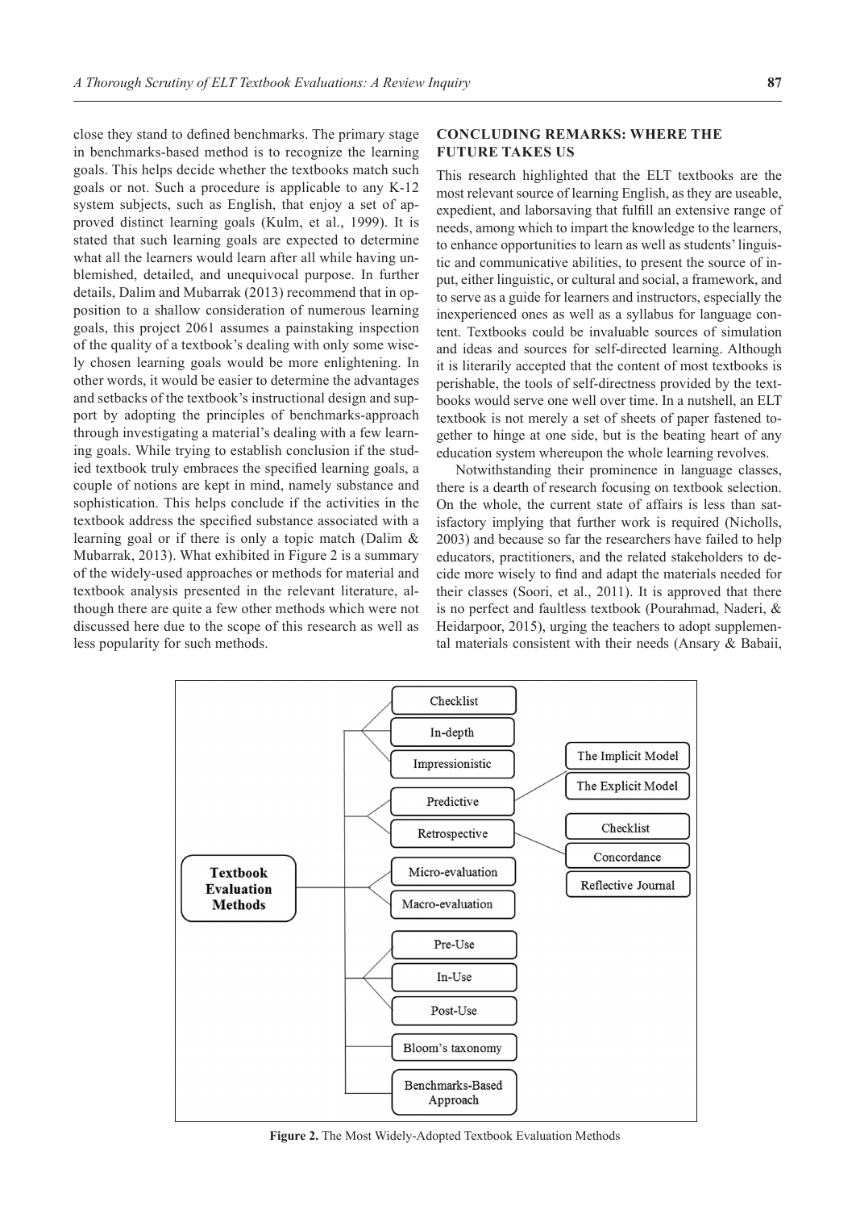close they stand to defined benchmarks. The primary stage in benchmarks-based method is to recognize the learning goals. This helps decide whether the textbooks match such goals or not. Such a procedure is applicable to any K-12 system subjects, such as English, that enjoy a set of approved distinct learning goals (Kulm, et al., 1999). It is stated that such learning goals are expected to determine what all the learners would learn after all while having unblemished, detailed, and unequivocal purpose. In further details, Dalim and Mubarrak (2013) recommend that in opposition to a shallow consideration of numerous learning goals, this project 2061 assumes a painstaking inspection of the quality of a textbook's dealing with only some wisely chosen learning goals would be more enlightening. In other words, it would be easier to determine the advantages and setbacks of the textbook's instructional design and support by adopting the principles of benchmarks-approach through investigating a material's dealing with a few learning goals. While trying to establish conclusion if the studied textbook truly embraces the specified learning goals, a couple of notions are kept in mind, namely substance and sophistication. This helps conclude if the activities in the textbook address the specified substance associated with a learning goal or if there is only a topic match (Dalim & Mubarrak, 2013). What exhibited in Figure 2 is a summary of the widely-used approaches or methods for material and textbook analysis presented in the relevant literature, although there are quite a few other methods which were not discussed here due to the scope of this research as well as less popularity for such methods.

## CONCLUDING REMARKS: WHERE THE FUTURE TAKES US

This research highlighted that the ELT textbooks are the most relevant source of learning English, as they are useable, expedient, and laborsaving that fulfill an extensive range of needs, among which to impart the knowledge to the learners, to enhance opportunities to learn as well as students' linguistic and communicative abilities, to present the source of input, either linguistic, or cultural and social, a framework, and to serve as a guide for learners and instructors, especially the inexperienced ones as well as a syllabus for language content. Textbooks could be invaluable sources of simulation and ideas and sources for self-directed learning. Although it is literarily accepted that the content of most textbooks is perishable, the tools of self-directness provided by the textbooks would serve one well over time. In a nutshell, an ELT textbook is not merely a set of sheets of paper fastened together to hinge at one side, but is the beating heart of any education system whereupon the whole learning revolves.

Notwithstanding their prominence in language classes, there is a dearth of research focusing on textbook selection. On the whole, the current state of affairs is less than satisfactory implying that further work is required (Nicholls, 2003) and because so far the researchers have failed to help educators, practitioners, and the related stakeholders to decide more wisely to find and adapt the materials needed for their classes (Soori, et al., 2011). It is approved that there is no perfect and faultless textbook (Pourahmad, Naderi, & Heidarpoor, 2015), urging the teachers to adopt supplemental materials consistent with their needs (Ansary & Babaii,

- **Textbook Evaluation Methods**
  - Checklist
  - In-depth
  - Impressionistic
  - Predictive
    - The Implicit Model
    - The Explicit Model
  - Retrospective
    - Checklist
    - Concordance
    - Reflective Journal
  - Micro-evaluation
  - Macro-evaluation
  - Pre-Use
  - In-Use
  - Post-Use
  - Bloom's taxonomy
  - Benchmarks-Based Approach

**Figure 2.** The Most Widely-Adopted Textbook Evaluation Methods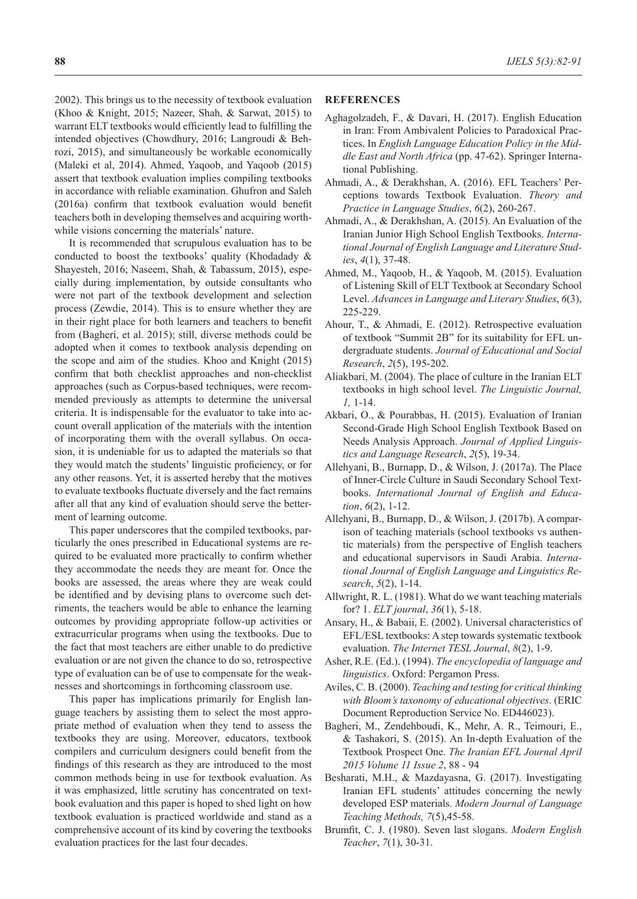2002). This brings us to the necessity of textbook evaluation (Khoo & Knight, 2015; Nazeer, Shah, & Sarwat, 2015) to warrant ELT textbooks would efficiently lead to fulfilling the intended objectives (Chowdhury, 2016; Langroudi & Behrozi, 2015), and simultaneously be workable economically (Maleki et al, 2014). Ahmed, Yaqoob, and Yaqoob (2015) assert that textbook evaluation implies compiling textbooks in accordance with reliable examination. Ghufron and Saleh (2016a) confirm that textbook evaluation would benefit teachers both in developing themselves and acquiring worthwhile visions concerning the materials' nature.

It is recommended that scrupulous evaluation has to be conducted to boost the textbooks' quality (Khodadady & Shayesteh, 2016; Naseem, Shah, & Tabassum, 2015), especially during implementation, by outside consultants who were not part of the textbook development and selection process (Zewdie, 2014). This is to ensure whether they are in their right place for both learners and teachers to benefit from (Bagheri, et al. 2015); still, diverse methods could be adopted when it comes to textbook analysis depending on the scope and aim of the studies. Khoo and Knight (2015) confirm that both checklist approaches and non-checklist approaches (such as Corpus-based techniques, were recommended previously as attempts to determine the universal criteria. It is indispensable for the evaluator to take into account overall application of the materials with the intention of incorporating them with the overall syllabus. On occasion, it is undeniable for us to adapted the materials so that they would match the students' linguistic proficiency, or for any other reasons. Yet, it is asserted hereby that the motives to evaluate textbooks fluctuate diversely and the fact remains after all that any kind of evaluation should serve the betterment of learning outcome.

This paper underscores that the compiled textbooks, particularly the ones prescribed in Educational systems are required to be evaluated more practically to confirm whether they accommodate the needs they are meant for. Once the books are assessed, the areas where they are weak could be identified and by devising plans to overcome such detriments, the teachers would be able to enhance the learning outcomes by providing appropriate follow-up activities or extracurricular programs when using the textbooks. Due to the fact that most teachers are either unable to do predictive evaluation or are not given the chance to do so, retrospective type of evaluation can be of use to compensate for the weaknesses and shortcomings in forthcoming classroom use.

This paper has implications primarily for English language teachers by assisting them to select the most appropriate method of evaluation when they tend to assess the textbooks they are using. Moreover, educators, textbook compilers and curriculum designers could benefit from the findings of this research as they are introduced to the most common methods being in use for textbook evaluation. As it was emphasized, little scrutiny has concentrated on textbook evaluation and this paper is hoped to shed light on how textbook evaluation is practiced worldwide and stand as a comprehensive account of its kind by covering the textbooks evaluation practices for the last four decades.

## REFERENCES

Aghagolzadeh, F., & Davari, H. (2017). English Education in Iran: From Ambivalent Policies to Paradoxical Practices. In *English Language Education Policy in the Middle East and North Africa* (pp. 47-62). Springer International Publishing.

Ahmadi, A., & Derakhshan, A. (2016). EFL Teachers' Perceptions towards Textbook Evaluation. *Theory and Practice in Language Studies*, *6*(2), 260-267.

Ahmadi, A., & Derakhshan, A. (2015). An Evaluation of the Iranian Junior High School English Textbooks. *International Journal of English Language and Literature Studies*, *4*(1), 37-48.

Ahmed, M., Yaqoob, H., & Yaqoob, M. (2015). Evaluation of Listening Skill of ELT Textbook at Secondary School Level. *Advances in Language and Literary Studies*, *6*(3), 225-229.

Ahour, T., & Ahmadi, E. (2012). Retrospective evaluation of textbook "Summit 2B" for its suitability for EFL undergraduate students. *Journal of Educational and Social Research*, *2*(5), 195-202.

Aliakbari, M. (2004). The place of culture in the Iranian ELT textbooks in high school level. *The Linguistic Journal, 1,* 1-14.

Akbari, O., & Pourabbas, H. (2015). Evaluation of Iranian Second-Grade High School English Textbook Based on Needs Analysis Approach. *Journal of Applied Linguistics and Language Research*, *2*(5), 19-34.

Allehyani, B., Burnapp, D., & Wilson, J. (2017a). The Place of Inner-Circle Culture in Saudi Secondary School Textbooks. *International Journal of English and Education*, *6*(2), 1-12.

Allehyani, B., Burnapp, D., & Wilson, J. (2017b). A comparison of teaching materials (school textbooks vs authentic materials) from the perspective of English teachers and educational supervisors in Saudi Arabia. *International Journal of English Language and Linguistics Research*, *5*(2), 1-14.

Allwright, R. L. (1981). What do we want teaching materials for? 1. *ELT journal*, *36*(1), 5-18.

Ansary, H., & Babaii, E. (2002). Universal characteristics of EFL/ESL textbooks: A step towards systematic textbook evaluation. *The Internet TESL Journal*, *8*(2), 1-9.

Asher, R.E. (Ed.). (1994). *The encyclopedia of language and linguistics*. Oxford: Pergamon Press.

Aviles, C. B. (2000). *Teaching and testing for critical thinking with Bloom's taxonomy of educational objectives*. (ERIC Document Reproduction Service No. ED446023).

Bagheri, M., Zendehboudi, K., Mehr, A. R., Teimouri, E., & Tashakori, S. (2015). An In-depth Evaluation of the Textbook Prospect One. *The Iranian EFL Journal April 2015 Volume 11 Issue 2*, 88 - 94

Besharati, M.H., & Mazdayasna, G. (2017). Investigating Iranian EFL students' attitudes concerning the newly developed ESP materials. *Modern Journal of Language Teaching Methods, 7*(5),45-58.

Brumfit, C. J. (1980). Seven last slogans. *Modern English Teacher*, *7*(1), 30-31.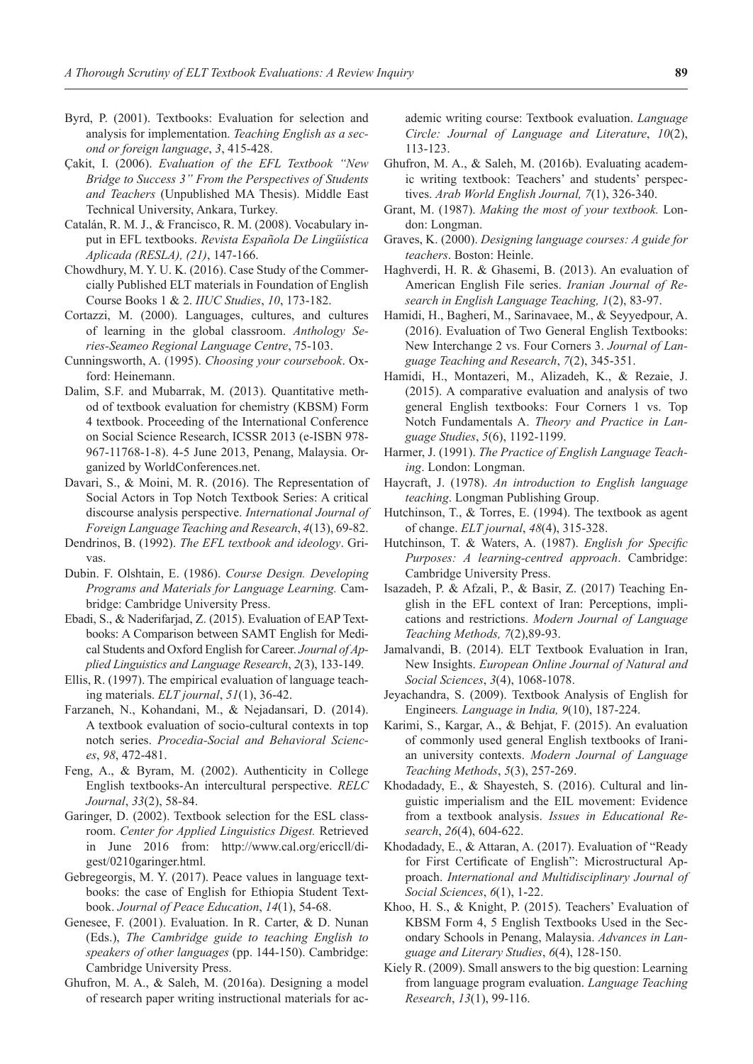Byrd, P. (2001). Textbooks: Evaluation for selection and analysis for implementation. *Teaching English as a second or foreign language*, *3*, 415-428.

Çakit, I. (2006). *Evaluation of the EFL Textbook "New Bridge to Success 3" From the Perspectives of Students and Teachers* (Unpublished MA Thesis). Middle East Technical University, Ankara, Turkey.

Catalán, R. M. J., & Francisco, R. M. (2008). Vocabulary input in EFL textbooks. *Revista Española De Lingüística Aplicada (RESLA), (21)*, 147-166.

Chowdhury, M. Y. U. K. (2016). Case Study of the Commercially Published ELT materials in Foundation of English Course Books 1 & 2. *IIUC Studies*, *10*, 173-182.

Cortazzi, M. (2000). Languages, cultures, and cultures of learning in the global classroom. *Anthology Series-Seameo Regional Language Centre*, 75-103.

Cunningsworth, A. (1995). *Choosing your coursebook*. Oxford: Heinemann.

Dalim, S.F. and Mubarrak, M. (2013). Quantitative method of textbook evaluation for chemistry (KBSM) Form 4 textbook. Proceeding of the International Conference on Social Science Research, ICSSR 2013 (e-ISBN 978-967-11768-1-8). 4-5 June 2013, Penang, Malaysia. Organized by WorldConferences.net.

Davari, S., & Moini, M. R. (2016). The Representation of Social Actors in Top Notch Textbook Series: A critical discourse analysis perspective. *International Journal of Foreign Language Teaching and Research*, *4*(13), 69-82.

Dendrinos, B. (1992). *The EFL textbook and ideology*. Grivas.

Dubin. F. Olshtain, E. (1986). *Course Design. Developing Programs and Materials for Language Learning.* Cambridge: Cambridge University Press.

Ebadi, S., & Naderifarjad, Z. (2015). Evaluation of EAP Textbooks: A Comparison between SAMT English for Medical Students and Oxford English for Career. *Journal of Applied Linguistics and Language Research*, *2*(3), 133-149.

Ellis, R. (1997). The empirical evaluation of language teaching materials. *ELT journal*, *51*(1), 36-42.

Farzaneh, N., Kohandani, M., & Nejadansari, D. (2014). A textbook evaluation of socio-cultural contexts in top notch series. *Procedia-Social and Behavioral Sciences*, *98*, 472-481.

Feng, A., & Byram, M. (2002). Authenticity in College English textbooks-An intercultural perspective. *RELC Journal*, *33*(2), 58-84.

Garinger, D. (2002). Textbook selection for the ESL classroom. *Center for Applied Linguistics Digest.* Retrieved in June 2016 from: http://www.cal.org/ericcll/digest/0210garinger.html.

Gebregeorgis, M. Y. (2017). Peace values in language textbooks: the case of English for Ethiopia Student Textbook. *Journal of Peace Education*, *14*(1), 54-68.

Genesee, F. (2001). Evaluation. In R. Carter, & D. Nunan (Eds.), *The Cambridge guide to teaching English to speakers of other languages* (pp. 144-150). Cambridge: Cambridge University Press.

Ghufron, M. A., & Saleh, M. (2016a). Designing a model of research paper writing instructional materials for academic writing course: Textbook evaluation. *Language Circle: Journal of Language and Literature*, *10*(2), 113-123.

Ghufron, M. A., & Saleh, M. (2016b). Evaluating academic writing textbook: Teachers' and students' perspectives. *Arab World English Journal, 7*(1), 326-340.

Grant, M. (1987). *Making the most of your textbook.* London: Longman.

Graves, K. (2000). *Designing language courses: A guide for teachers*. Boston: Heinle.

Haghverdi, H. R. & Ghasemi, B. (2013). An evaluation of American English File series. *Iranian Journal of Research in English Language Teaching, 1*(2), 83-97.

Hamidi, H., Bagheri, M., Sarinavaee, M., & Seyyedpour, A. (2016). Evaluation of Two General English Textbooks: New Interchange 2 vs. Four Corners 3. *Journal of Language Teaching and Research*, *7*(2), 345-351.

Hamidi, H., Montazeri, M., Alizadeh, K., & Rezaie, J. (2015). A comparative evaluation and analysis of two general English textbooks: Four Corners 1 vs. Top Notch Fundamentals A. *Theory and Practice in Language Studies*, *5*(6), 1192-1199.

Harmer, J. (1991). *The Practice of English Language Teaching*. London: Longman.

Haycraft, J. (1978). *An introduction to English language teaching*. Longman Publishing Group.

Hutchinson, T., & Torres, E. (1994). The textbook as agent of change. *ELT journal*, *48*(4), 315-328.

Hutchinson, T. & Waters, A. (1987). *English for Specific Purposes: A learning-centred approach*. Cambridge: Cambridge University Press.

Isazadeh, P. & Afzali, P., & Basir, Z. (2017) Teaching English in the EFL context of Iran: Perceptions, implications and restrictions. *Modern Journal of Language Teaching Methods, 7*(2),89-93.

Jamalvandi, B. (2014). ELT Textbook Evaluation in Iran, New Insights. *European Online Journal of Natural and Social Sciences*, *3*(4), 1068-1078.

Jeyachandra, S. (2009). Textbook Analysis of English for Engineers*. Language in India, 9*(10), 187-224.

Karimi, S., Kargar, A., & Behjat, F. (2015). An evaluation of commonly used general English textbooks of Iranian university contexts. *Modern Journal of Language Teaching Methods*, *5*(3), 257-269.

Khodadady, E., & Shayesteh, S. (2016). Cultural and linguistic imperialism and the EIL movement: Evidence from a textbook analysis. *Issues in Educational Research*, *26*(4), 604-622.

Khodadady, E., & Attaran, A. (2017). Evaluation of "Ready for First Certificate of English": Microstructural Approach. *International and Multidisciplinary Journal of Social Sciences*, *6*(1), 1-22.

Khoo, H. S., & Knight, P. (2015). Teachers' Evaluation of KBSM Form 4, 5 English Textbooks Used in the Secondary Schools in Penang, Malaysia. *Advances in Language and Literary Studies*, *6*(4), 128-150.

Kiely R. (2009). Small answers to the big question: Learning from language program evaluation. *Language Teaching Research*, *13*(1), 99-116.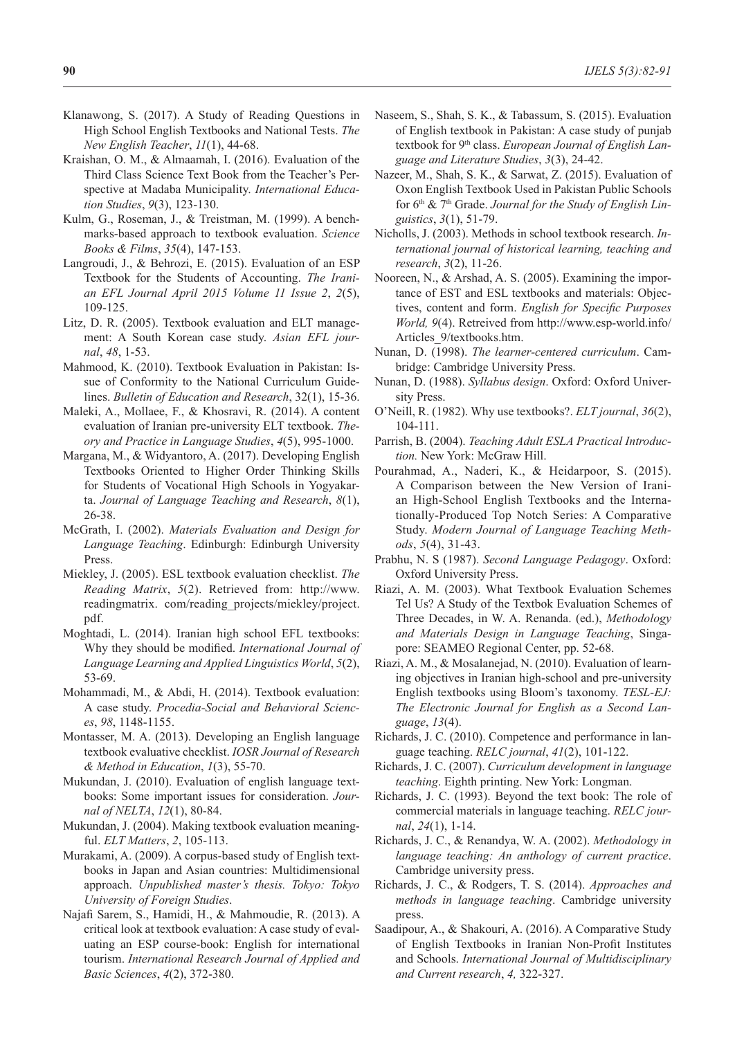Klanawong, S. (2017). A Study of Reading Questions in High School English Textbooks and National Tests. *The New English Teacher*, *11*(1), 44-68.

Kraishan, O. M., & Almaamah, I. (2016). Evaluation of the Third Class Science Text Book from the Teacher's Perspective at Madaba Municipality. *International Education Studies*, *9*(3), 123-130.

Kulm, G., Roseman, J., & Treistman, M. (1999). A benchmarks-based approach to textbook evaluation. *Science Books & Films*, *35*(4), 147-153.

Langroudi, J., & Behrozi, E. (2015). Evaluation of an ESP Textbook for the Students of Accounting. *The Iranian EFL Journal April 2015 Volume 11 Issue 2*, *2*(5), 109-125.

Litz, D. R. (2005). Textbook evaluation and ELT management: A South Korean case study. *Asian EFL journal*, *48*, 1-53.

Mahmood, K. (2010). Textbook Evaluation in Pakistan: Issue of Conformity to the National Curriculum Guidelines. *Bulletin of Education and Research*, 32(1), 15-36.

Maleki, A., Mollaee, F., & Khosravi, R. (2014). A content evaluation of Iranian pre-university ELT textbook. *Theory and Practice in Language Studies*, *4*(5), 995-1000.

Margana, M., & Widyantoro, A. (2017). Developing English Textbooks Oriented to Higher Order Thinking Skills for Students of Vocational High Schools in Yogyakarta. *Journal of Language Teaching and Research*, *8*(1), 26-38.

McGrath, I. (2002). *Materials Evaluation and Design for Language Teaching*. Edinburgh: Edinburgh University Press.

Miekley, J. (2005). ESL textbook evaluation checklist. *The Reading Matrix*, *5*(2). Retrieved from: http://www.readingmatrix. com/reading_projects/miekley/project.pdf.

Moghtadi, L. (2014). Iranian high school EFL textbooks: Why they should be modified. *International Journal of Language Learning and Applied Linguistics World*, *5*(2), 53-69.

Mohammadi, M., & Abdi, H. (2014). Textbook evaluation: A case study. *Procedia-Social and Behavioral Sciences*, *98*, 1148-1155.

Montasser, M. A. (2013). Developing an English language textbook evaluative checklist. *IOSR Journal of Research & Method in Education*, *1*(3), 55-70.

Mukundan, J. (2010). Evaluation of english language textbooks: Some important issues for consideration. *Journal of NELTA*, *12*(1), 80-84.

Mukundan, J. (2004). Making textbook evaluation meaningful. *ELT Matters*, *2*, 105-113.

Murakami, A. (2009). A corpus-based study of English textbooks in Japan and Asian countries: Multidimensional approach. *Unpublished master's thesis. Tokyo: Tokyo University of Foreign Studies*.

Najafi Sarem, S., Hamidi, H., & Mahmoudie, R. (2013). A critical look at textbook evaluation: A case study of evaluating an ESP course-book: English for international tourism. *International Research Journal of Applied and Basic Sciences*, *4*(2), 372-380.

Naseem, S., Shah, S. K., & Tabassum, S. (2015). Evaluation of English textbook in Pakistan: A case study of punjab textbook for 9th class. *European Journal of English Language and Literature Studies*, *3*(3), 24-42.

Nazeer, M., Shah, S. K., & Sarwat, Z. (2015). Evaluation of Oxon English Textbook Used in Pakistan Public Schools for 6th & 7th Grade. *Journal for the Study of English Linguistics*, *3*(1), 51-79.

Nicholls, J. (2003). Methods in school textbook research. *International journal of historical learning, teaching and research*, *3*(2), 11-26.

Nooreen, N., & Arshad, A. S. (2005). Examining the importance of EST and ESL textbooks and materials: Objectives, content and form. *English for Specific Purposes World, 9*(4). Retreived from http://www.esp-world.info/Articles_9/textbooks.htm.

Nunan, D. (1998). *The learner-centered curriculum*. Cambridge: Cambridge University Press.

Nunan, D. (1988). *Syllabus design*. Oxford: Oxford University Press.

O'Neill, R. (1982). Why use textbooks?. *ELT journal*, *36*(2), 104-111.

Parrish, B. (2004). *Teaching Adult ESLA Practical Introduction.* New York: McGraw Hill.

Pourahmad, A., Naderi, K., & Heidarpoor, S. (2015). A Comparison between the New Version of Iranian High-School English Textbooks and the Internationally-Produced Top Notch Series: A Comparative Study. *Modern Journal of Language Teaching Methods*, *5*(4), 31-43.

Prabhu, N. S (1987). *Second Language Pedagogy*. Oxford: Oxford University Press.

Riazi, A. M. (2003). What Textbook Evaluation Schemes Tel Us? A Study of the Textbok Evaluation Schemes of Three Decades, in W. A. Renanda. (ed.), *Methodology and Materials Design in Language Teaching*, Singapore: SEAMEO Regional Center, pp. 52-68.

Riazi, A. M., & Mosalanejad, N. (2010). Evaluation of learning objectives in Iranian high-school and pre-university English textbooks using Bloom's taxonomy. *TESL-EJ: The Electronic Journal for English as a Second Language*, *13*(4).

Richards, J. C. (2010). Competence and performance in language teaching. *RELC journal*, *41*(2), 101-122.

Richards, J. C. (2007). *Curriculum development in language teaching*. Eighth printing. New York: Longman.

Richards, J. C. (1993). Beyond the text book: The role of commercial materials in language teaching. *RELC journal*, *24*(1), 1-14.

Richards, J. C., & Renandya, W. A. (2002). *Methodology in language teaching: An anthology of current practice*. Cambridge university press.

Richards, J. C., & Rodgers, T. S. (2014). *Approaches and methods in language teaching*. Cambridge university press.

Saadipour, A., & Shakouri, A. (2016). A Comparative Study of English Textbooks in Iranian Non-Profit Institutes and Schools. *International Journal of Multidisciplinary and Current research*, *4,* 322-327.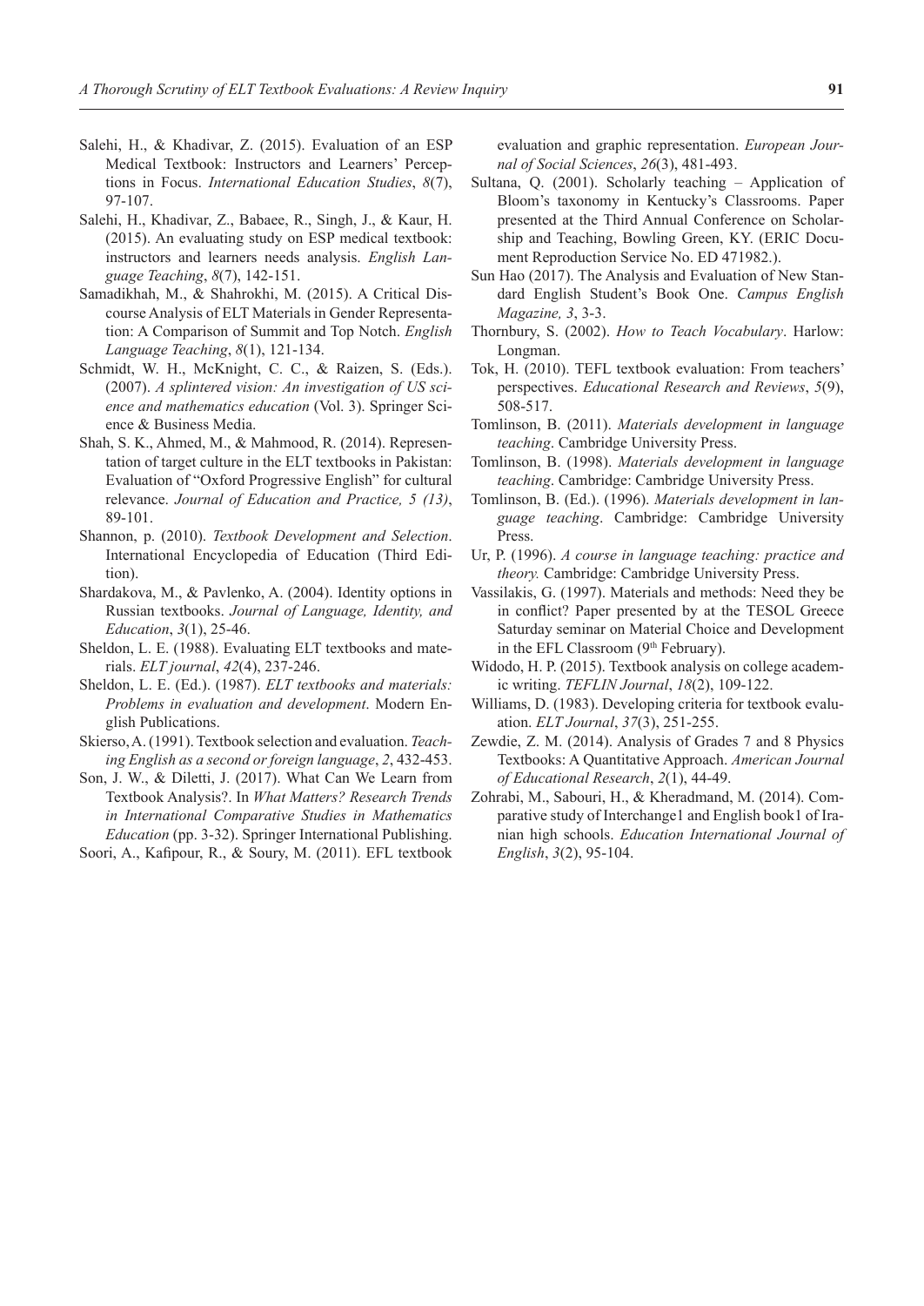Salehi, H., & Khadivar, Z. (2015). Evaluation of an ESP Medical Textbook: Instructors and Learners' Perceptions in Focus. *International Education Studies*, *8*(7), 97-107.

Salehi, H., Khadivar, Z., Babaee, R., Singh, J., & Kaur, H. (2015). An evaluating study on ESP medical textbook: instructors and learners needs analysis. *English Language Teaching*, *8*(7), 142-151.

Samadikhah, M., & Shahrokhi, M. (2015). A Critical Discourse Analysis of ELT Materials in Gender Representation: A Comparison of Summit and Top Notch. *English Language Teaching*, *8*(1), 121-134.

Schmidt, W. H., McKnight, C. C., & Raizen, S. (Eds.). (2007). *A splintered vision: An investigation of US science and mathematics education* (Vol. 3). Springer Science & Business Media.

Shah, S. K., Ahmed, M., & Mahmood, R. (2014). Representation of target culture in the ELT textbooks in Pakistan: Evaluation of "Oxford Progressive English" for cultural relevance. *Journal of Education and Practice, 5 (13)*, 89-101.

Shannon, p. (2010). *Textbook Development and Selection*. International Encyclopedia of Education (Third Edition).

Shardakova, M., & Pavlenko, A. (2004). Identity options in Russian textbooks. *Journal of Language, Identity, and Education*, *3*(1), 25-46.

Sheldon, L. E. (1988). Evaluating ELT textbooks and materials. *ELT journal*, *42*(4), 237-246.

Sheldon, L. E. (Ed.). (1987). *ELT textbooks and materials: Problems in evaluation and development*. Modern English Publications.

Skierso, A. (1991). Textbook selection and evaluation. *Teaching English as a second or foreign language*, *2*, 432-453.

Son, J. W., & Diletti, J. (2017). What Can We Learn from Textbook Analysis?. In *What Matters? Research Trends in International Comparative Studies in Mathematics Education* (pp. 3-32). Springer International Publishing.

Soori, A., Kafipour, R., & Soury, M. (2011). EFL textbook evaluation and graphic representation. *European Journal of Social Sciences*, *26*(3), 481-493.

Sultana, Q. (2001). Scholarly teaching – Application of Bloom's taxonomy in Kentucky's Classrooms. Paper presented at the Third Annual Conference on Scholarship and Teaching, Bowling Green, KY. (ERIC Document Reproduction Service No. ED 471982.).

Sun Hao (2017). The Analysis and Evaluation of New Standard English Student's Book One. *Campus English Magazine, 3*, 3-3.

Thornbury, S. (2002). *How to Teach Vocabulary*. Harlow: Longman.

Tok, H. (2010). TEFL textbook evaluation: From teachers' perspectives. *Educational Research and Reviews*, *5*(9), 508-517.

Tomlinson, B. (2011). *Materials development in language teaching*. Cambridge University Press.

Tomlinson, B. (1998). *Materials development in language teaching*. Cambridge: Cambridge University Press.

Tomlinson, B. (Ed.). (1996). *Materials development in language teaching*. Cambridge: Cambridge University Press.

Ur, P. (1996). *A course in language teaching: practice and theory.* Cambridge: Cambridge University Press.

Vassilakis, G. (1997). Materials and methods: Need they be in conflict? Paper presented by at the TESOL Greece Saturday seminar on Material Choice and Development in the EFL Classroom (9th February).

Widodo, H. P. (2015). Textbook analysis on college academic writing. *TEFLIN Journal*, *18*(2), 109-122.

Williams, D. (1983). Developing criteria for textbook evaluation. *ELT Journal*, *37*(3), 251-255.

Zewdie, Z. M. (2014). Analysis of Grades 7 and 8 Physics Textbooks: A Quantitative Approach. *American Journal of Educational Research*, *2*(1), 44-49.

Zohrabi, M., Sabouri, H., & Kheradmand, M. (2014). Comparative study of Interchange1 and English book1 of Iranian high schools. *Education International Journal of English*, *3*(2), 95-104.